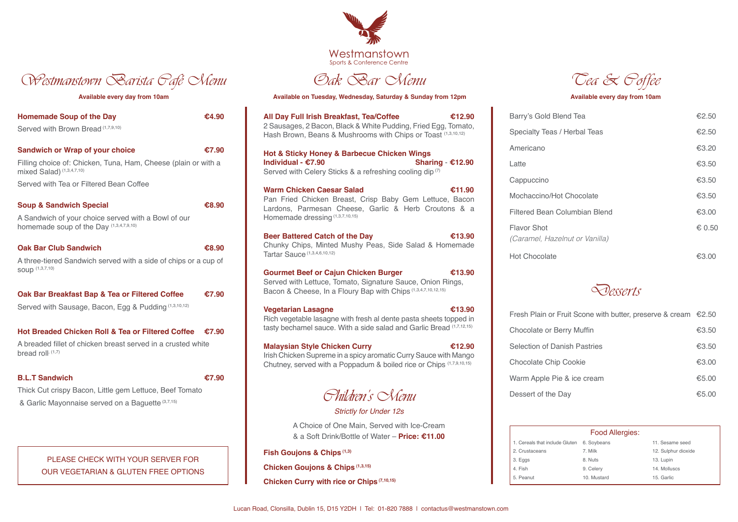# Westmanstown

Sports & Conference Centre

## Westmanstown Barista Café Menu

**Available every day from 10am**

**Homemade Soup of the Day** — **€4.90**

Served with Brown Bread (1,7,9,10)

**Sandwich or Wrap of your choice** — **€7.90**

Filling choice of: Chicken, Tuna, Ham, Cheese (plain or with a mixed Salad) (1,3,4,7,10)

Served with Tea or Filtered Bean Coffee

**Soup & Sandwich Special** — **€8.90**

A Sandwich of your choice served with a Bowl of our homemade soup of the Day (1,3,4,7,9,10)

**Oak Bar Club Sandwich** — **€8.90**

A three-tiered Sandwich served with a side of chips or a cup of soup (1,3,7,10)

**Oak Bar Breakfast Bap & Tea or Filtered Coffee** — **€7.90**

Served with Sausage, Bacon, Egg & Pudding (1,3,10,12)

**Hot Breaded Chicken Roll & Tea or Filtered Coffee** — **€7.90**

A breaded fillet of chicken breast served in a crusted white bread roll. (1,7)

**B.L.T Sandwich** — **€7.90**

Thick Cut crispy Bacon, Little gem Lettuce, Beef Tomato & Garlic Mayonnaise served on a Baguette (3,7,15)

PLEASE CHECK WITH YOUR SERVER FOR OUR VEGETARIAN & GLUTEN FREE OPTIONS

## Oak Bar Menu

**Available on Tuesday, Wednesday, Saturday & Sunday from 12pm**

**All Day Full Irish Breakfast, Tea/Coffee** — **€12.90**

2 Sausages, 2 Bacon, Black & White Pudding, Fried Egg, Tomato, Hash Brown, Beans & Mushrooms with Chips or Toast (1,3,10,12)

**Hot & Sticky Honey & Barbecue Chicken Wings**
**Individual - €7.90** | **Sharing - €12.90**

Served with Celery Sticks & a refreshing cooling dip (7)

**Warm Chicken Caesar Salad** — **€11.90**

Pan Fried Chicken Breast, Crisp Baby Gem Lettuce, Bacon Lardons, Parmesan Cheese, Garlic & Herb Croutons & a Homemade dressing (1,3,7,10,15)

**Beer Battered Catch of the Day** — **€13.90**

Chunky Chips, Minted Mushy Peas, Side Salad & Homemade Tartar Sauce (1,3,4,6,10,12)

**Gourmet Beef or Cajun Chicken Burger** — **€13.90**

Served with Lettuce, Tomato, Signature Sauce, Onion Rings, Bacon & Cheese, In a Floury Bap with Chips (1,3,4,7,10,12,15)

**Vegetarian Lasagne** — **€13.90**

Rich vegetable lasagne with fresh al dente pasta sheets topped in tasty bechamel sauce. With a side salad and Garlic Bread (1,7,12,15)

**Malaysian Style Chicken Curry** — **€12.90**

Irish Chicken Supreme in a spicy aromatic Curry Sauce with Mango Chutney, served with a Poppadum & boiled rice or Chips (1,7,9,10,15)

## Children's Menu

*Strictly for Under 12s*

A Choice of One Main, Served with Ice-Cream & a Soft Drink/Bottle of Water – **Price: €11.00**

**Fish Goujons & Chips** (1,3)

**Chicken Goujons & Chips** (1,3,15)

**Chicken Curry with rice or Chips** (7,10,15)

## Tea & Coffee

**Available every day from 10am**

| Item | Price |
|---|---|
| Barry's Gold Blend Tea | €2.50 |
| Specialty Teas / Herbal Teas | €2.50 |
| Americano | €3.20 |
| Latte | €3.50 |
| Cappuccino | €3.50 |
| Mochaccino/Hot Chocolate | €3.50 |
| Filtered Bean Columbian Blend | €3.00 |
| Flavor Shot *(Caramel, Hazelnut or Vanilla)* | € 0.50 |
| Hot Chocolate | €3.00 |

## Desserts

| Item | Price |
|---|---|
| Fresh Plain or Fruit Scone with butter, preserve & cream | €2.50 |
| Chocolate or Berry Muffin | €3.50 |
| Selection of Danish Pastries | €3.50 |
| Chocolate Chip Cookie | €3.00 |
| Warm Apple Pie & ice cream | €5.00 |
| Dessert of the Day | €5.00 |

**Food Allergies:**

| | | |
|---|---|---|
| 1. Cereals that include Gluten | 6. Soybeans | 11. Sesame seed |
| 2. Crustaceans | 7. Milk | 12. Sulphur dioxide |
| 3. Eggs | 8. Nuts | 13. Lupin |
| 4. Fish | 9. Celery | 14. Molluscs |
| 5. Peanut | 10. Mustard | 15. Garlic |

Lucan Road, Clonsilla, Dublin 15, D15 Y2DH | Tel: 01-820 7888 | contactus@westmanstown.com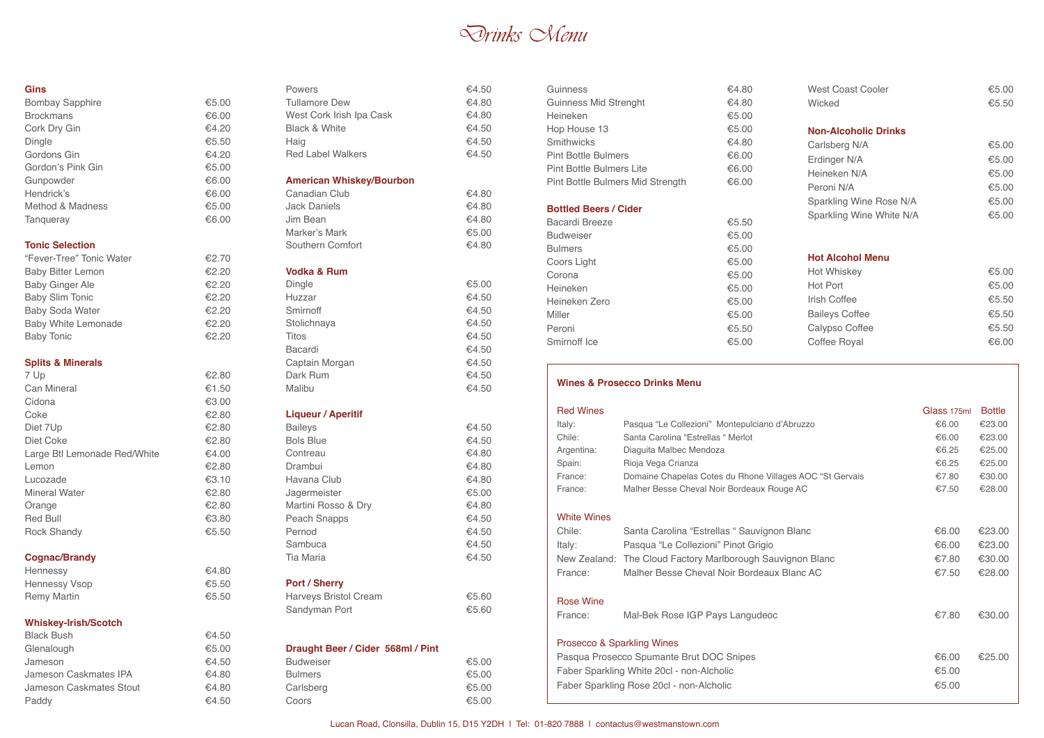# Drinks Menu

## Gins

| | |
|---|---|
| Bombay Sapphire | €5.00 |
| Brockmans | €6.00 |
| Cork Dry Gin | €4.20 |
| Dingle | €5.50 |
| Gordons Gin | €4.20 |
| Gordon's Pink Gin | €5.00 |
| Gunpowder | €6.00 |
| Hendrick's | €6.00 |
| Method & Madness | €5.00 |
| Tanqueray | €6.00 |

## Tonic Selection

| | |
|---|---|
| "Fever-Tree" Tonic Water | €2.70 |
| Baby Bitter Lemon | €2.20 |
| Baby Ginger Ale | €2.20 |
| Baby Slim Tonic | €2.20 |
| Baby Soda Water | €2.20 |
| Baby White Lemonade | €2.20 |
| Baby Tonic | €2.20 |

## Splits & Minerals

| | |
|---|---|
| 7 Up | €2.80 |
| Can Mineral | €1.50 |
| Cidona | €3.00 |
| Coke | €2.80 |
| Diet 7Up | €2.80 |
| Diet Coke | €2.80 |
| Large Btl Lemonade Red/White | €4.00 |
| Lemon | €2.80 |
| Lucozade | €3.10 |
| Mineral Water | €2.80 |
| Orange | €2.80 |
| Red Bull | €3.80 |
| Rock Shandy | €5.50 |

## Cognac/Brandy

| | |
|---|---|
| Hennessy | €4.80 |
| Hennessy Vsop | €5.50 |
| Remy Martin | €5.50 |

## Whiskey-Irish/Scotch

| | |
|---|---|
| Black Bush | €4.50 |
| Glenalough | €5.00 |
| Jameson | €4.50 |
| Jameson Caskmates IPA | €4.80 |
| Jameson Caskmates Stout | €4.80 |
| Paddy | €4.50 |
| Powers | €4.50 |
| Tullamore Dew | €4.80 |
| West Cork Irish Ipa Cask | €4.80 |
| Black & White | €4.50 |
| Haig | €4.50 |
| Red Label Walkers | €4.50 |

## American Whiskey/Bourbon

| | |
|---|---|
| Canadian Club | €4.80 |
| Jack Daniels | €4.80 |
| Jim Bean | €4.80 |
| Marker's Mark | €5.00 |
| Southern Comfort | €4.80 |

## Vodka & Rum

| | |
|---|---|
| Dingle | €5.00 |
| Huzzar | €4.50 |
| Smirnoff | €4.50 |
| Stolichnaya | €4.50 |
| Titos | €4.50 |
| Bacardi | €4.50 |
| Captain Morgan | €4.50 |
| Dark Rum | €4.50 |
| Malibu | €4.50 |

## Liqueur / Aperitif

| | |
|---|---|
| Baileys | €4.50 |
| Bols Blue | €4.50 |
| Contreau | €4.80 |
| Drambui | €4.80 |
| Havana Club | €4.80 |
| Jagermeister | €5.00 |
| Martini Rosso & Dry | €4.80 |
| Peach Snapps | €4.50 |
| Pernod | €4.50 |
| Sambuca | €4.50 |
| Tia Maria | €4.50 |

## Port / Sherry

| | |
|---|---|
| Harveys Bristol Cream | €5.60 |
| Sandyman Port | €5.60 |

## Draught Beer / Cider 568ml / Pint

| | |
|---|---|
| Budweiser | €5.00 |
| Bulmers | €5.00 |
| Carlsberg | €5.00 |
| Coors | €5.00 |
| Guinness | €4.80 |
| Guinness Mid Strenght | €4.80 |
| Heineken | €5.00 |
| Hop House 13 | €5.00 |
| Smithwicks | €4.80 |
| Pint Bottle Bulmers | €6.00 |
| Pint Bottle Bulmers Lite | €6.00 |
| Pint Bottle Bulmers Mid Strength | €6.00 |

## Bottled Beers / Cider

| | |
|---|---|
| Bacardi Breeze | €5.50 |
| Budweiser | €5.00 |
| Bulmers | €5.00 |
| Coors Light | €5.00 |
| Corona | €5.00 |
| Heineken | €5.00 |
| Heineken Zero | €5.00 |
| Miller | €5.00 |
| Peroni | €5.50 |
| Smirnoff Ice | €5.00 |
| West Coast Cooler | €5.00 |
| Wicked | €5.50 |

## Non-Alcoholic Drinks

| | |
|---|---|
| Carlsberg N/A | €5.00 |
| Erdinger N/A | €5.00 |
| Heineken N/A | €5.00 |
| Peroni N/A | €5.00 |
| Sparkling Wine Rose N/A | €5.00 |
| Sparkling Wine White N/A | €5.00 |

## Hot Alcohol Menu

| | |
|---|---|
| Hot Whiskey | €5.00 |
| Hot Port | €5.00 |
| Irish Coffee | €5.50 |
| Baileys Coffee | €5.50 |
| Calypso Coffee | €5.50 |
| Coffee Royal | €6.00 |

## Wines & Prosecco Drinks Menu

| Red Wines | | Glass 175ml | Bottle |
|---|---|---|---|
| Italy: | Pasqua "Le Collezioni" Montepulciano d'Abruzzo | €6.00 | €23.00 |
| Chile: | Santa Carolina "Estrellas " Merlot | €6.00 | €23.00 |
| Argentina: | Diaguita Malbec Mendoza | €6.25 | €25.00 |
| Spain: | Rioja Vega Crianza | €6.25 | €25.00 |
| France: | Domaine Chapelas Cotes du Rhone Villages AOC "St Gervais | €7.80 | €30.00 |
| France: | Malher Besse Cheval Noir Bordeaux Rouge AC | €7.50 | €28.00 |

| White Wines | | | |
|---|---|---|---|
| Chile: | Santa Carolina "Estrellas " Sauvignon Blanc | €6.00 | €23.00 |
| Italy: | Pasqua "Le Collezioni" Pinot Grigio | €6.00 | €23.00 |
| New Zealand: | The Cloud Factory Marlborough Sauvignon Blanc | €7.80 | €30.00 |
| France: | Malher Besse Cheval Noir Bordeaux Blanc AC | €7.50 | €28.00 |

| Rose Wine | | | |
|---|---|---|---|
| France: | Mal-Bek Rose IGP Pays Langudeoc | €7.80 | €30.00 |

| Prosecco & Sparkling Wines | | |
|---|---|---|
| Pasqua Prosecco Spumante Brut DOC Snipes | €6.00 | €25.00 |
| Faber Sparkling White 20cl - non-Alcholic | €5.00 | |
| Faber Sparkling Rose 20cl - non-Alcholic | €5.00 | |

Lucan Road, Clonsilla, Dublin 15, D15 Y2DH | Tel: 01-820 7888 | contactus@westmanstown.com